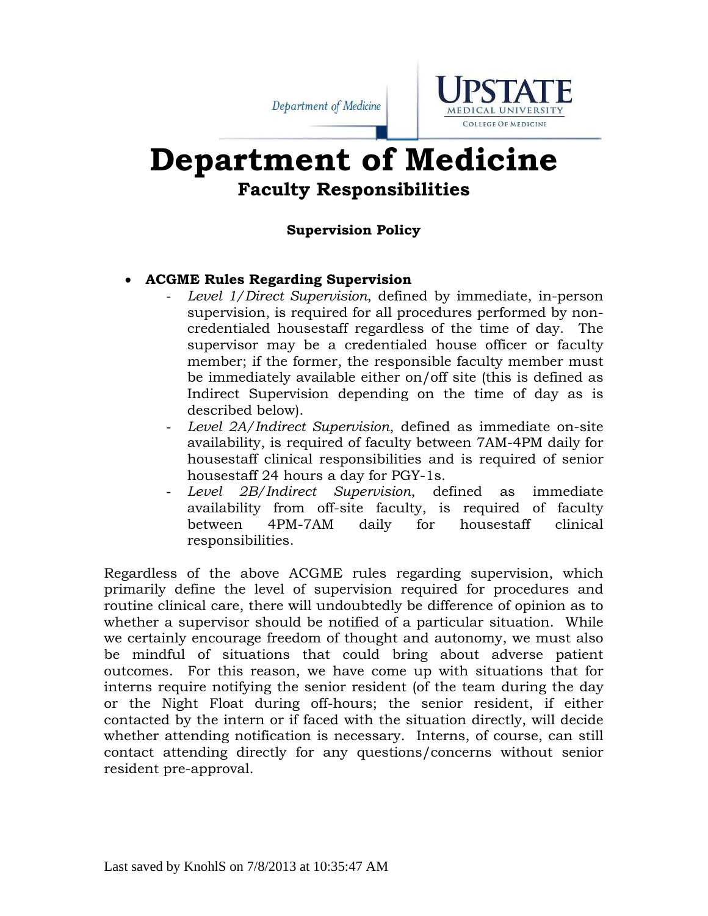# Department of Medicine

## Faculty Responsibilities

### Supervision Policy

- **ACGME Rules Regarding Supervision**
  - *Level 1/Direct Supervision*, defined by immediate, in-person supervision, is required for all procedures performed by non-credentialed housestaff regardless of the time of day. The supervisor may be a credentialed house officer or faculty member; if the former, the responsible faculty member must be immediately available either on/off site (this is defined as Indirect Supervision depending on the time of day as is described below).
  - *Level 2A/Indirect Supervision*, defined as immediate on-site availability, is required of faculty between 7AM-4PM daily for housestaff clinical responsibilities and is required of senior housestaff 24 hours a day for PGY-1s.
  - *Level 2B/Indirect Supervision*, defined as immediate availability from off-site faculty, is required of faculty between 4PM-7AM daily for housestaff clinical responsibilities.

Regardless of the above ACGME rules regarding supervision, which primarily define the level of supervision required for procedures and routine clinical care, there will undoubtedly be difference of opinion as to whether a supervisor should be notified of a particular situation. While we certainly encourage freedom of thought and autonomy, we must also be mindful of situations that could bring about adverse patient outcomes. For this reason, we have come up with situations that for interns require notifying the senior resident (of the team during the day or the Night Float during off-hours; the senior resident, if either contacted by the intern or if faced with the situation directly, will decide whether attending notification is necessary. Interns, of course, can still contact attending directly for any questions/concerns without senior resident pre-approval.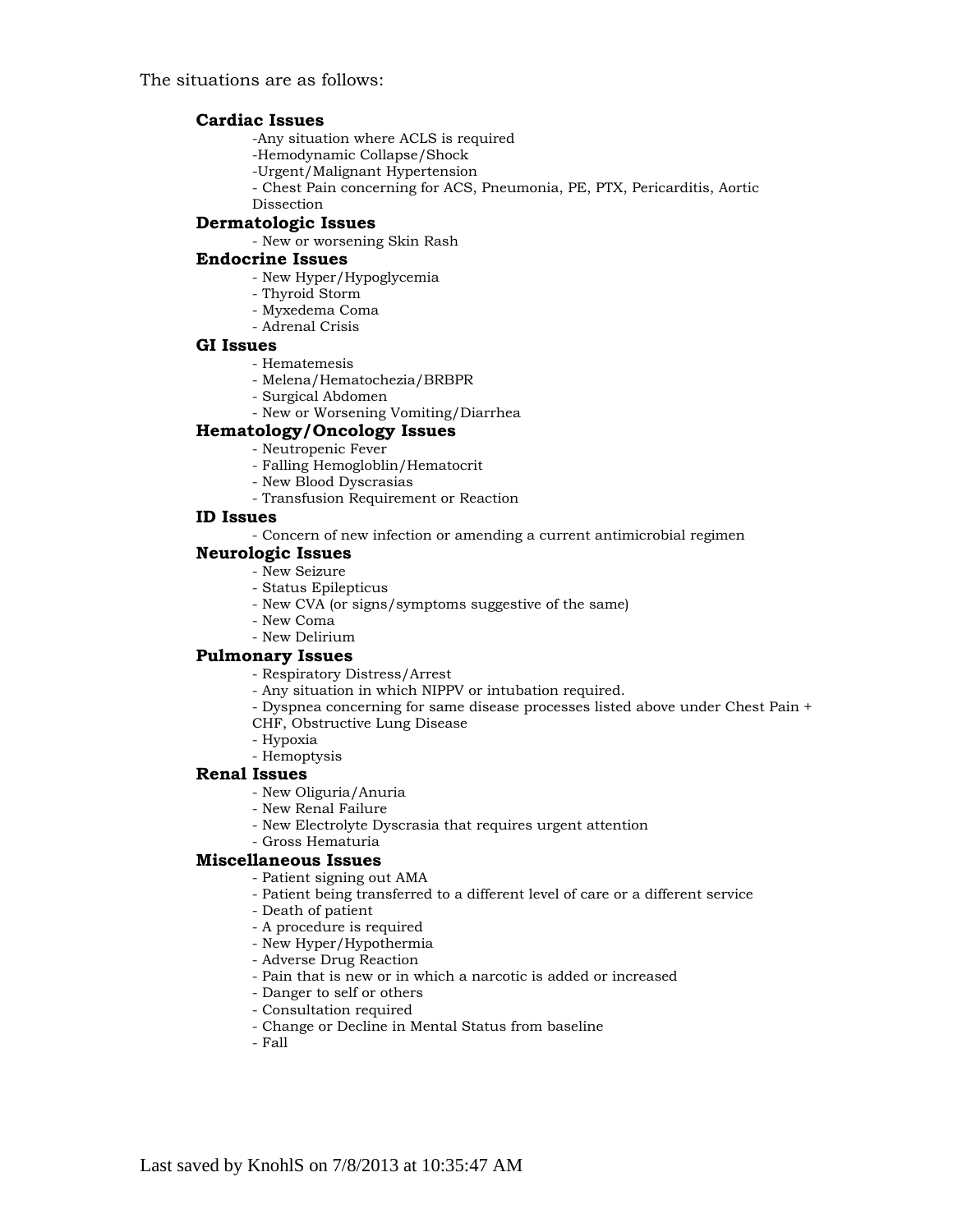The situations are as follows:

**Cardiac Issues**

- Any situation where ACLS is required
- Hemodynamic Collapse/Shock
- Urgent/Malignant Hypertension
- Chest Pain concerning for ACS, Pneumonia, PE, PTX, Pericarditis, Aortic Dissection

**Dermatologic Issues**

- New or worsening Skin Rash

**Endocrine Issues**

- New Hyper/Hypoglycemia
- Thyroid Storm
- Myxedema Coma
- Adrenal Crisis

**GI Issues**

- Hematemesis
- Melena/Hematochezia/BRBPR
- Surgical Abdomen
- New or Worsening Vomiting/Diarrhea

**Hematology/Oncology Issues**

- Neutropenic Fever
- Falling Hemogloblin/Hematocrit
- New Blood Dyscrasias
- Transfusion Requirement or Reaction

**ID Issues**

- Concern of new infection or amending a current antimicrobial regimen

**Neurologic Issues**

- New Seizure
- Status Epilepticus
- New CVA (or signs/symptoms suggestive of the same)
- New Coma
- New Delirium

**Pulmonary Issues**

- Respiratory Distress/Arrest
- Any situation in which NIPPV or intubation required.
- Dyspnea concerning for same disease processes listed above under Chest Pain + CHF, Obstructive Lung Disease
- Hypoxia
- Hemoptysis

**Renal Issues**

- New Oliguria/Anuria
- New Renal Failure
- New Electrolyte Dyscrasia that requires urgent attention
- Gross Hematuria

**Miscellaneous Issues**

- Patient signing out AMA
- Patient being transferred to a different level of care or a different service
- Death of patient
- A procedure is required
- New Hyper/Hypothermia
- Adverse Drug Reaction
- Pain that is new or in which a narcotic is added or increased
- Danger to self or others
- Consultation required
- Change or Decline in Mental Status from baseline
- Fall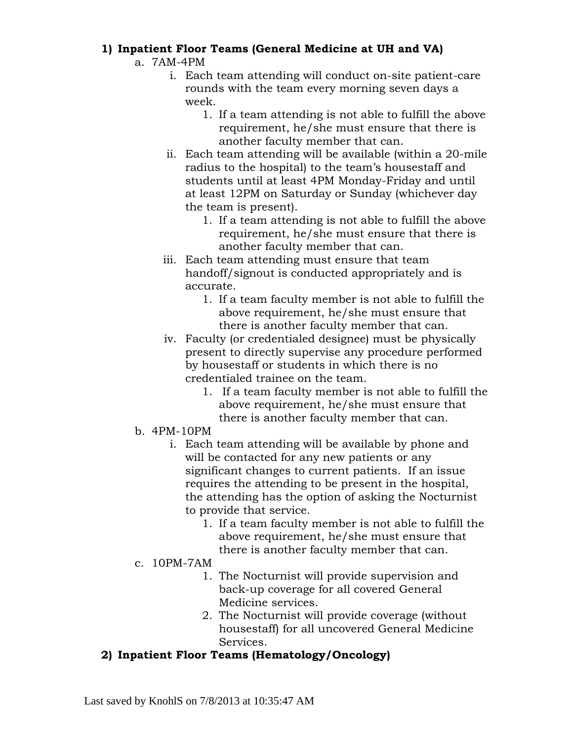1) **Inpatient Floor Teams (General Medicine at UH and VA)**
   a. 7AM-4PM
      i. Each team attending will conduct on-site patient-care rounds with the team every morning seven days a week.
         1. If a team attending is not able to fulfill the above requirement, he/she must ensure that there is another faculty member that can.
      ii. Each team attending will be available (within a 20-mile radius to the hospital) to the team's housestaff and students until at least 4PM Monday-Friday and until at least 12PM on Saturday or Sunday (whichever day the team is present).
         1. If a team attending is not able to fulfill the above requirement, he/she must ensure that there is another faculty member that can.
      iii. Each team attending must ensure that team handoff/signout is conducted appropriately and is accurate.
         1. If a team faculty member is not able to fulfill the above requirement, he/she must ensure that there is another faculty member that can.
      iv. Faculty (or credentialed designee) must be physically present to directly supervise any procedure performed by housestaff or students in which there is no credentialed trainee on the team.
         1. If a team faculty member is not able to fulfill the above requirement, he/she must ensure that there is another faculty member that can.
   b. 4PM-10PM
      i. Each team attending will be available by phone and will be contacted for any new patients or any significant changes to current patients. If an issue requires the attending to be present in the hospital, the attending has the option of asking the Nocturnist to provide that service.
         1. If a team faculty member is not able to fulfill the above requirement, he/she must ensure that there is another faculty member that can.
   c. 10PM-7AM
         1. The Nocturnist will provide supervision and back-up coverage for all covered General Medicine services.
         2. The Nocturnist will provide coverage (without housestaff) for all uncovered General Medicine Services.
2) **Inpatient Floor Teams (Hematology/Oncology)**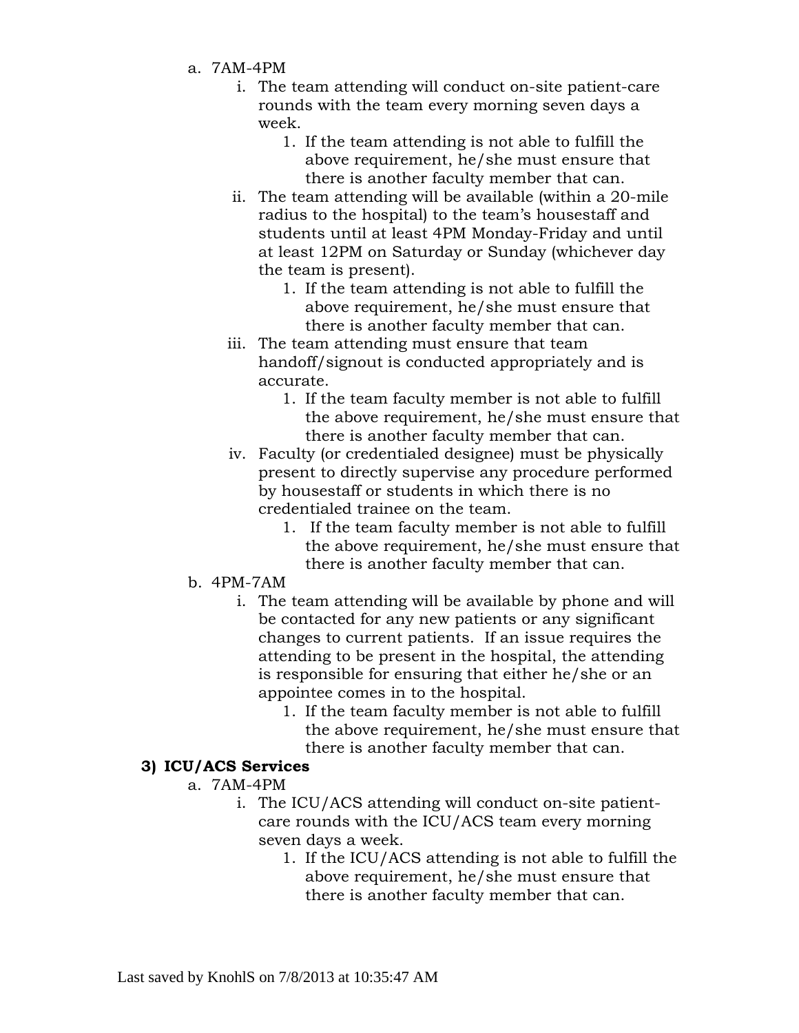a. 7AM-4PM
    i. The team attending will conduct on-site patient-care rounds with the team every morning seven days a week.
        1. If the team attending is not able to fulfill the above requirement, he/she must ensure that there is another faculty member that can.
    ii. The team attending will be available (within a 20-mile radius to the hospital) to the team's housestaff and students until at least 4PM Monday-Friday and until at least 12PM on Saturday or Sunday (whichever day the team is present).
        1. If the team attending is not able to fulfill the above requirement, he/she must ensure that there is another faculty member that can.
    iii. The team attending must ensure that team handoff/signout is conducted appropriately and is accurate.
        1. If the team faculty member is not able to fulfill the above requirement, he/she must ensure that there is another faculty member that can.
    iv. Faculty (or credentialed designee) must be physically present to directly supervise any procedure performed by housestaff or students in which there is no credentialed trainee on the team.
        1. If the team faculty member is not able to fulfill the above requirement, he/she must ensure that there is another faculty member that can.

b. 4PM-7AM
    i. The team attending will be available by phone and will be contacted for any new patients or any significant changes to current patients. If an issue requires the attending to be present in the hospital, the attending is responsible for ensuring that either he/she or an appointee comes in to the hospital.
        1. If the team faculty member is not able to fulfill the above requirement, he/she must ensure that there is another faculty member that can.

**3) ICU/ACS Services**

a. 7AM-4PM
    i. The ICU/ACS attending will conduct on-site patient-care rounds with the ICU/ACS team every morning seven days a week.
        1. If the ICU/ACS attending is not able to fulfill the above requirement, he/she must ensure that there is another faculty member that can.

Last saved by KnohlS on 7/8/2013 at 10:35:47 AM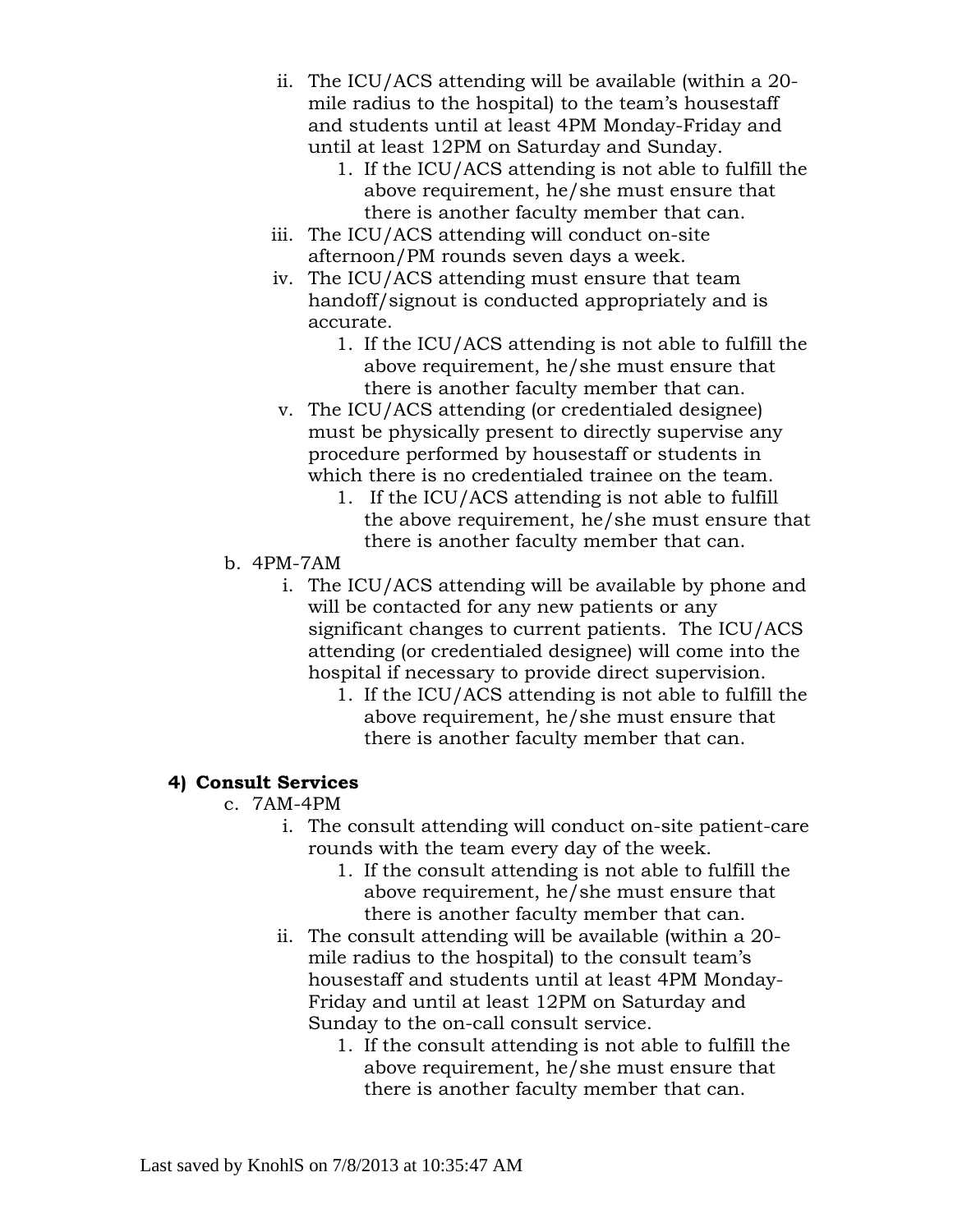ii. The ICU/ACS attending will be available (within a 20-mile radius to the hospital) to the team's housestaff and students until at least 4PM Monday-Friday and until at least 12PM on Saturday and Sunday.
      1. If the ICU/ACS attending is not able to fulfill the above requirement, he/she must ensure that there is another faculty member that can.

   iii. The ICU/ACS attending will conduct on-site afternoon/PM rounds seven days a week.

   iv. The ICU/ACS attending must ensure that team handoff/signout is conducted appropriately and is accurate.
      1. If the ICU/ACS attending is not able to fulfill the above requirement, he/she must ensure that there is another faculty member that can.

   v. The ICU/ACS attending (or credentialed designee) must be physically present to directly supervise any procedure performed by housestaff or students in which there is no credentialed trainee on the team.
      1. If the ICU/ACS attending is not able to fulfill the above requirement, he/she must ensure that there is another faculty member that can.

b. 4PM-7AM
   i. The ICU/ACS attending will be available by phone and will be contacted for any new patients or any significant changes to current patients. The ICU/ACS attending (or credentialed designee) will come into the hospital if necessary to provide direct supervision.
      1. If the ICU/ACS attending is not able to fulfill the above requirement, he/she must ensure that there is another faculty member that can.

**4) Consult Services**

c. 7AM-4PM
   i. The consult attending will conduct on-site patient-care rounds with the team every day of the week.
      1. If the consult attending is not able to fulfill the above requirement, he/she must ensure that there is another faculty member that can.

   ii. The consult attending will be available (within a 20-mile radius to the hospital) to the consult team's housestaff and students until at least 4PM Monday-Friday and until at least 12PM on Saturday and Sunday to the on-call consult service.
      1. If the consult attending is not able to fulfill the above requirement, he/she must ensure that there is another faculty member that can.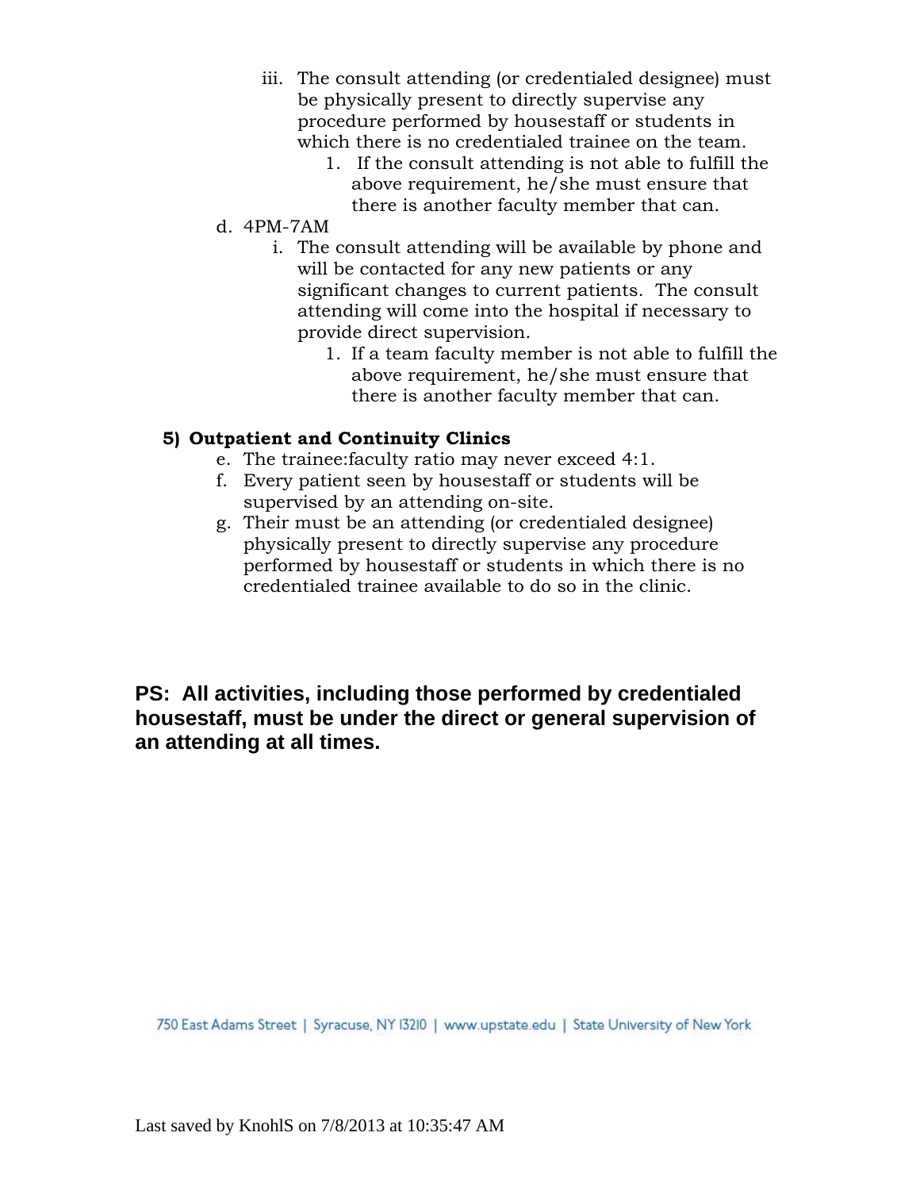iii. The consult attending (or credentialed designee) must be physically present to directly supervise any procedure performed by housestaff or students in which there is no credentialed trainee on the team.
    1. If the consult attending is not able to fulfill the above requirement, he/she must ensure that there is another faculty member that can.

d. 4PM-7AM
    i. The consult attending will be available by phone and will be contacted for any new patients or any significant changes to current patients. The consult attending will come into the hospital if necessary to provide direct supervision.
        1. If a team faculty member is not able to fulfill the above requirement, he/she must ensure that there is another faculty member that can.

**5) Outpatient and Continuity Clinics**

e. The trainee:faculty ratio may never exceed 4:1.

f. Every patient seen by housestaff or students will be supervised by an attending on-site.

g. Their must be an attending (or credentialed designee) physically present to directly supervise any procedure performed by housestaff or students in which there is no credentialed trainee available to do so in the clinic.

**PS: All activities, including those performed by credentialed housestaff, must be under the direct or general supervision of an attending at all times.**

Last saved by KnohlS on 7/8/2013 at 10:35:47 AM